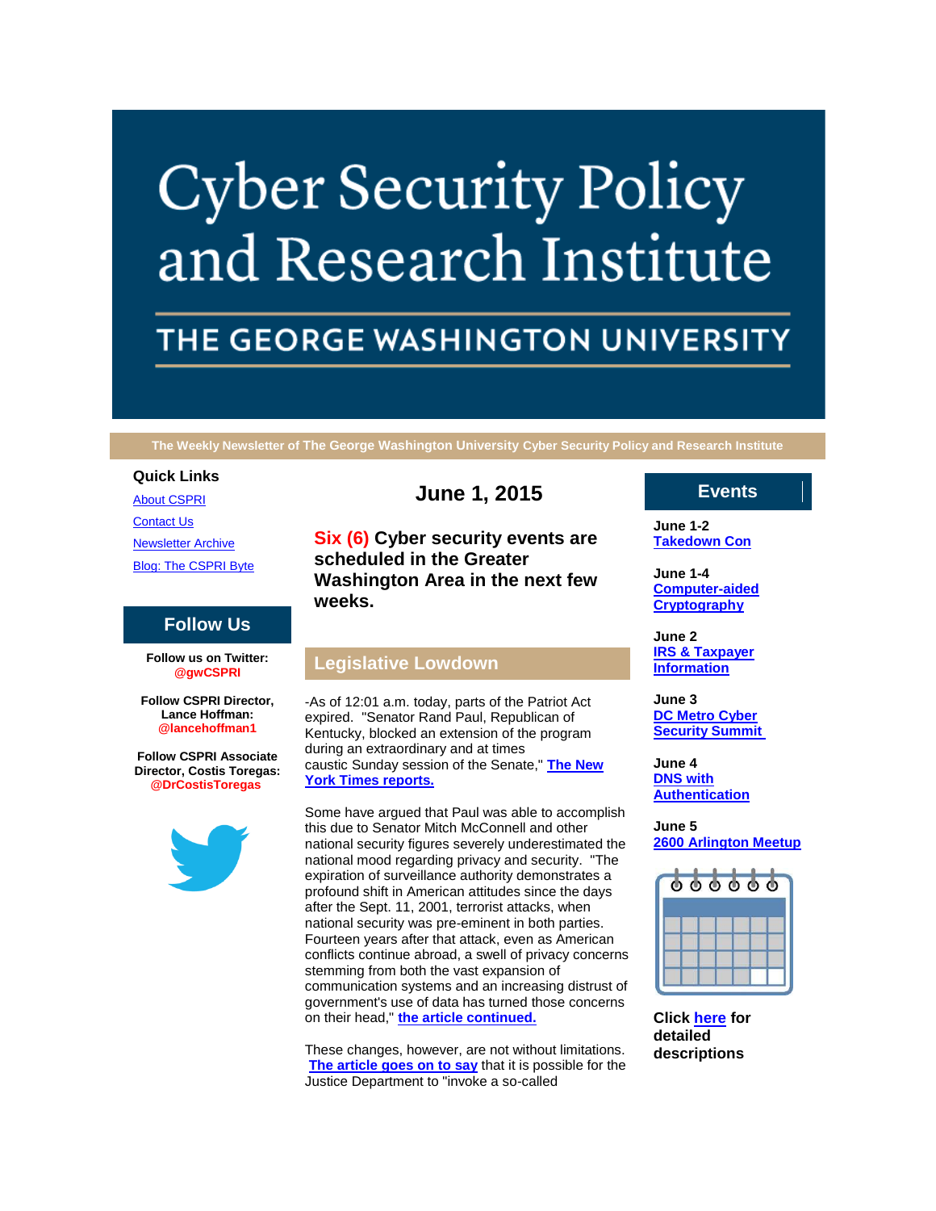# Cyber Security Policy and Research Institute

## THE GEORGE WASHINGTON UNIVERSITY

**The Weekly Newsletter of The George Washington University Cyber Security Policy and Research Institute**

### Quick Links

- About CSPRI
- Contact Us
- Newsletter Archive
- Blog: The CSPRI Byte

### Follow Us

**Follow us on Twitter: @gwCSPRI**

**Follow CSPRI Director, Lance Hoffman: @lancehoffman1**

**Follow CSPRI Associate Director, Costis Toregas: @DrCostisToregas**

## June 1, 2015

### Six (6) Cyber security events are scheduled in the Greater Washington Area in the next few weeks.

## Legislative Lowdown

-As of 12:01 a.m. today, parts of the Patriot Act expired. "Senator Rand Paul, Republican of Kentucky, blocked an extension of the program during an extraordinary and at times caustic Sunday session of the Senate," **The New York Times reports.**

Some have argued that Paul was able to accomplish this due to Senator Mitch McConnell and other national security figures severely underestimated the national mood regarding privacy and security. "The expiration of surveillance authority demonstrates a profound shift in American attitudes since the days after the Sept. 11, 2001, terrorist attacks, when national security was pre-eminent in both parties. Fourteen years after that attack, even as American conflicts continue abroad, a swell of privacy concerns stemming from both the vast expansion of communication systems and an increasing distrust of government's use of data has turned those concerns on their head," **the article continued.**

These changes, however, are not without limitations. **The article goes on to say** that it is possible for the Justice Department to "invoke a so-called

## Events

**June 1-2**
**Takedown Con**

**June 1-4**
**Computer-aided Cryptography**

**June 2**
**IRS & Taxpayer Information**

**June 3**
**DC Metro Cyber Security Summit**

**June 4**
**DNS with Authentication**

**June 5**
**2600 Arlington Meetup**

**Click here for detailed descriptions**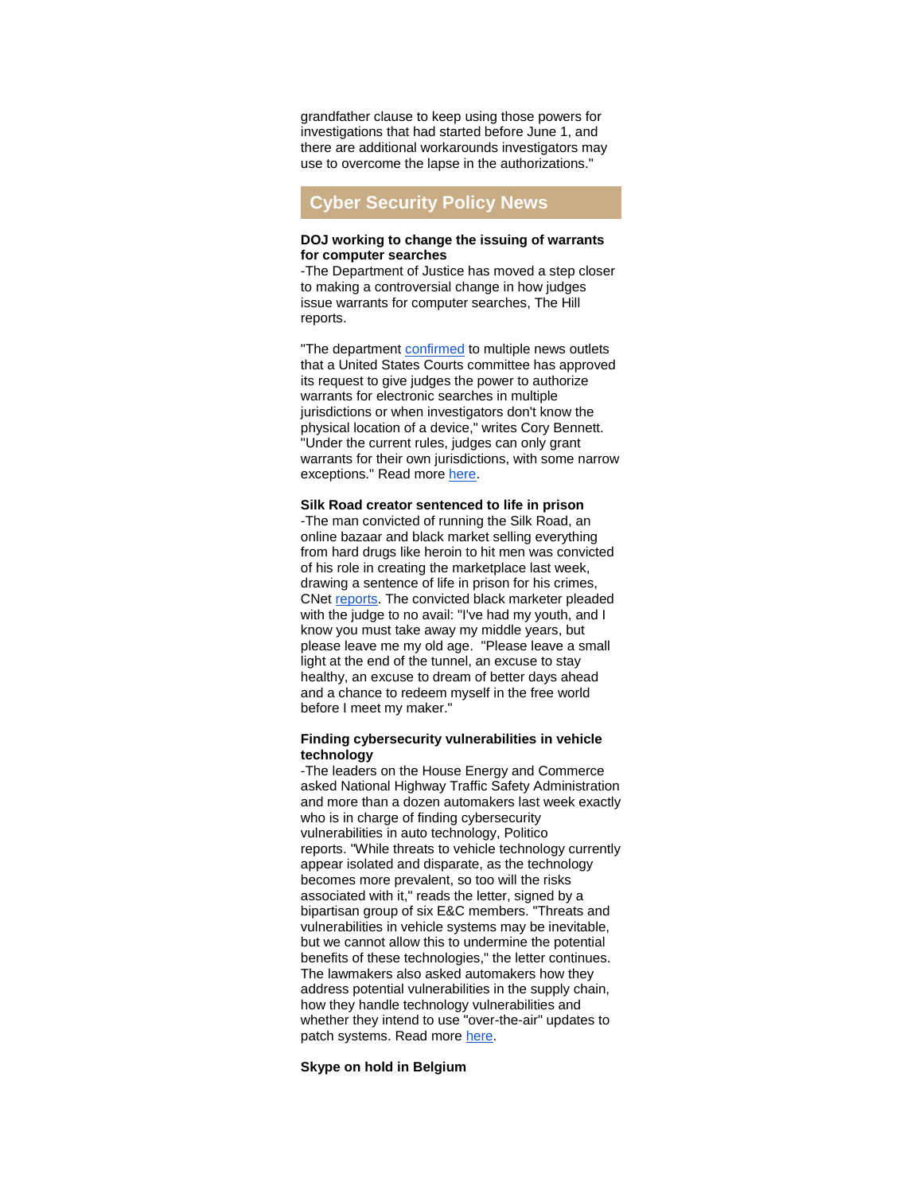grandfather clause to keep using those powers for investigations that had started before June 1, and there are additional workarounds investigators may use to overcome the lapse in the authorizations."

## Cyber Security Policy News

**DOJ working to change the issuing of warrants for computer searches**

-The Department of Justice has moved a step closer to making a controversial change in how judges issue warrants for computer searches, The Hill reports.

"The department confirmed to multiple news outlets that a United States Courts committee has approved its request to give judges the power to authorize warrants for electronic searches in multiple jurisdictions or when investigators don't know the physical location of a device," writes Cory Bennett. "Under the current rules, judges can only grant warrants for their own jurisdictions, with some narrow exceptions." Read more here.

**Silk Road creator sentenced to life in prison**

-The man convicted of running the Silk Road, an online bazaar and black market selling everything from hard drugs like heroin to hit men was convicted of his role in creating the marketplace last week, drawing a sentence of life in prison for his crimes, CNet reports. The convicted black marketer pleaded with the judge to no avail: "I've had my youth, and I know you must take away my middle years, but please leave me my old age. "Please leave a small light at the end of the tunnel, an excuse to stay healthy, an excuse to dream of better days ahead and a chance to redeem myself in the free world before I meet my maker."

**Finding cybersecurity vulnerabilities in vehicle technology**

-The leaders on the House Energy and Commerce asked National Highway Traffic Safety Administration and more than a dozen automakers last week exactly who is in charge of finding cybersecurity vulnerabilities in auto technology, Politico reports. "While threats to vehicle technology currently appear isolated and disparate, as the technology becomes more prevalent, so too will the risks associated with it," reads the letter, signed by a bipartisan group of six E&C members. "Threats and vulnerabilities in vehicle systems may be inevitable, but we cannot allow this to undermine the potential benefits of these technologies," the letter continues. The lawmakers also asked automakers how they address potential vulnerabilities in the supply chain, how they handle technology vulnerabilities and whether they intend to use "over-the-air" updates to patch systems. Read more here.

**Skype on hold in Belgium**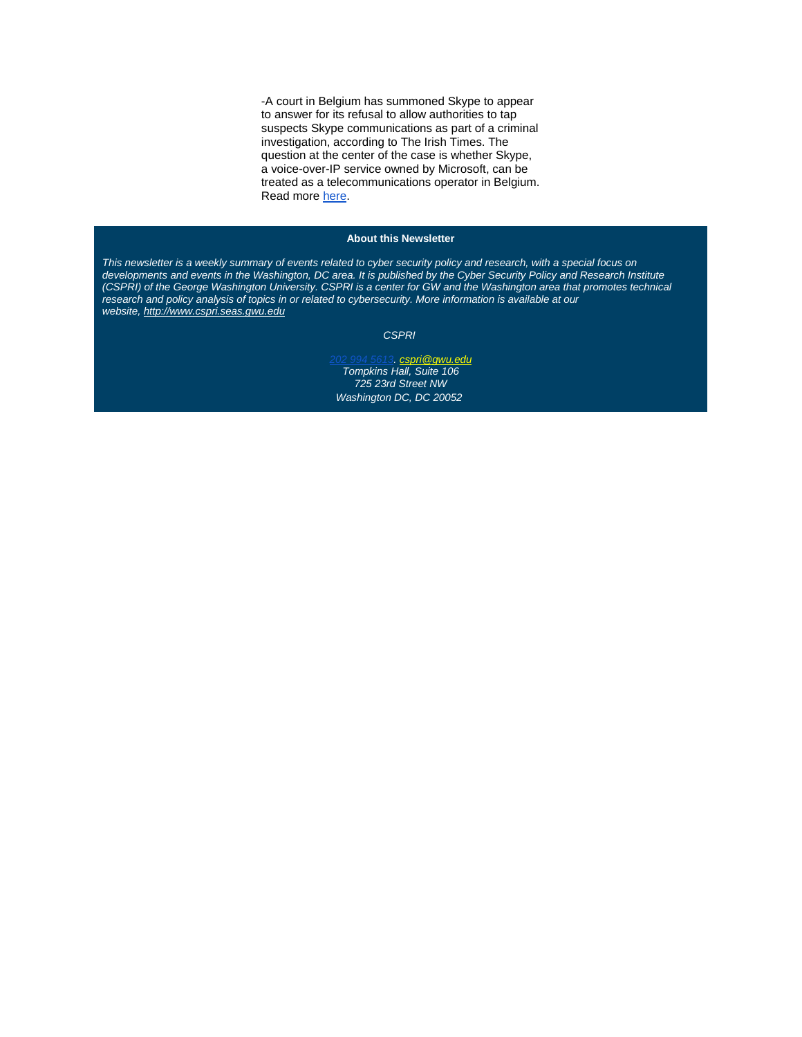-A court in Belgium has summoned Skype to appear to answer for its refusal to allow authorities to tap suspects Skype communications as part of a criminal investigation, according to The Irish Times. The question at the center of the case is whether Skype, a voice-over-IP service owned by Microsoft, can be treated as a telecommunications operator in Belgium. Read more here.

**About this Newsletter**

*This newsletter is a weekly summary of events related to cyber security policy and research, with a special focus on developments and events in the Washington, DC area. It is published by the Cyber Security Policy and Research Institute (CSPRI) of the George Washington University. CSPRI is a center for GW and the Washington area that promotes technical research and policy analysis of topics in or related to cybersecurity. More information is available at our website, http://www.cspri.seas.gwu.edu*

*CSPRI*

*202 994 5613, cspri@gwu.edu*
*Tompkins Hall, Suite 106*
*725 23rd Street NW*
*Washington DC, DC 20052*